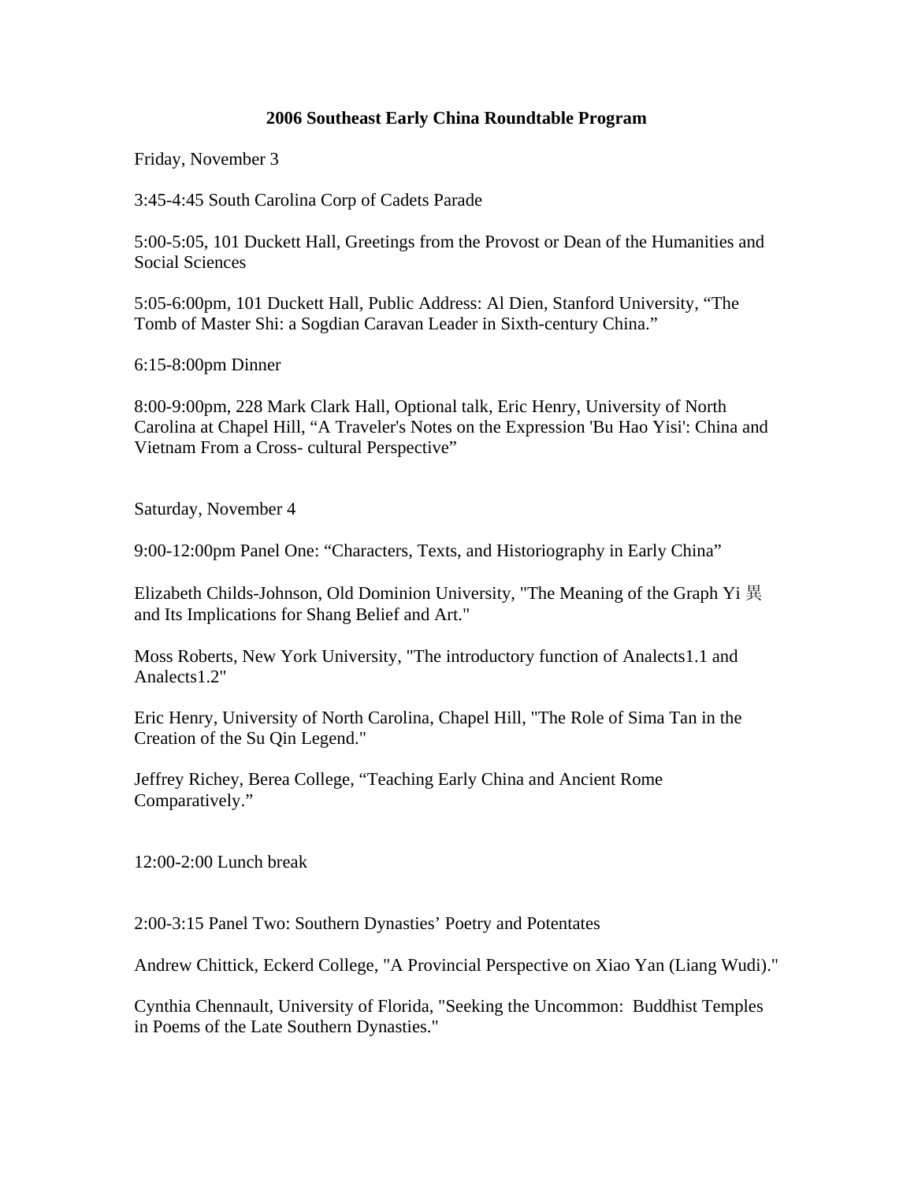# 2006 Southeast Early China Roundtable Program

Friday, November 3

3:45-4:45 South Carolina Corp of Cadets Parade

5:00-5:05, 101 Duckett Hall, Greetings from the Provost or Dean of the Humanities and Social Sciences

5:05-6:00pm, 101 Duckett Hall, Public Address: Al Dien, Stanford University, "The Tomb of Master Shi: a Sogdian Caravan Leader in Sixth-century China."

6:15-8:00pm Dinner

8:00-9:00pm, 228 Mark Clark Hall, Optional talk, Eric Henry, University of North Carolina at Chapel Hill, "A Traveler's Notes on the Expression 'Bu Hao Yisi': China and Vietnam From a Cross- cultural Perspective"

Saturday, November 4

9:00-12:00pm Panel One: "Characters, Texts, and Historiography in Early China"

Elizabeth Childs-Johnson, Old Dominion University, "The Meaning of the Graph Yi 異 and Its Implications for Shang Belief and Art."

Moss Roberts, New York University, "The introductory function of Analects1.1 and Analects1.2"

Eric Henry, University of North Carolina, Chapel Hill, "The Role of Sima Tan in the Creation of the Su Qin Legend."

Jeffrey Richey, Berea College, "Teaching Early China and Ancient Rome Comparatively."

12:00-2:00 Lunch break

2:00-3:15 Panel Two: Southern Dynasties' Poetry and Potentates

Andrew Chittick, Eckerd College, "A Provincial Perspective on Xiao Yan (Liang Wudi)."

Cynthia Chennault, University of Florida, "Seeking the Uncommon: Buddhist Temples in Poems of the Late Southern Dynasties."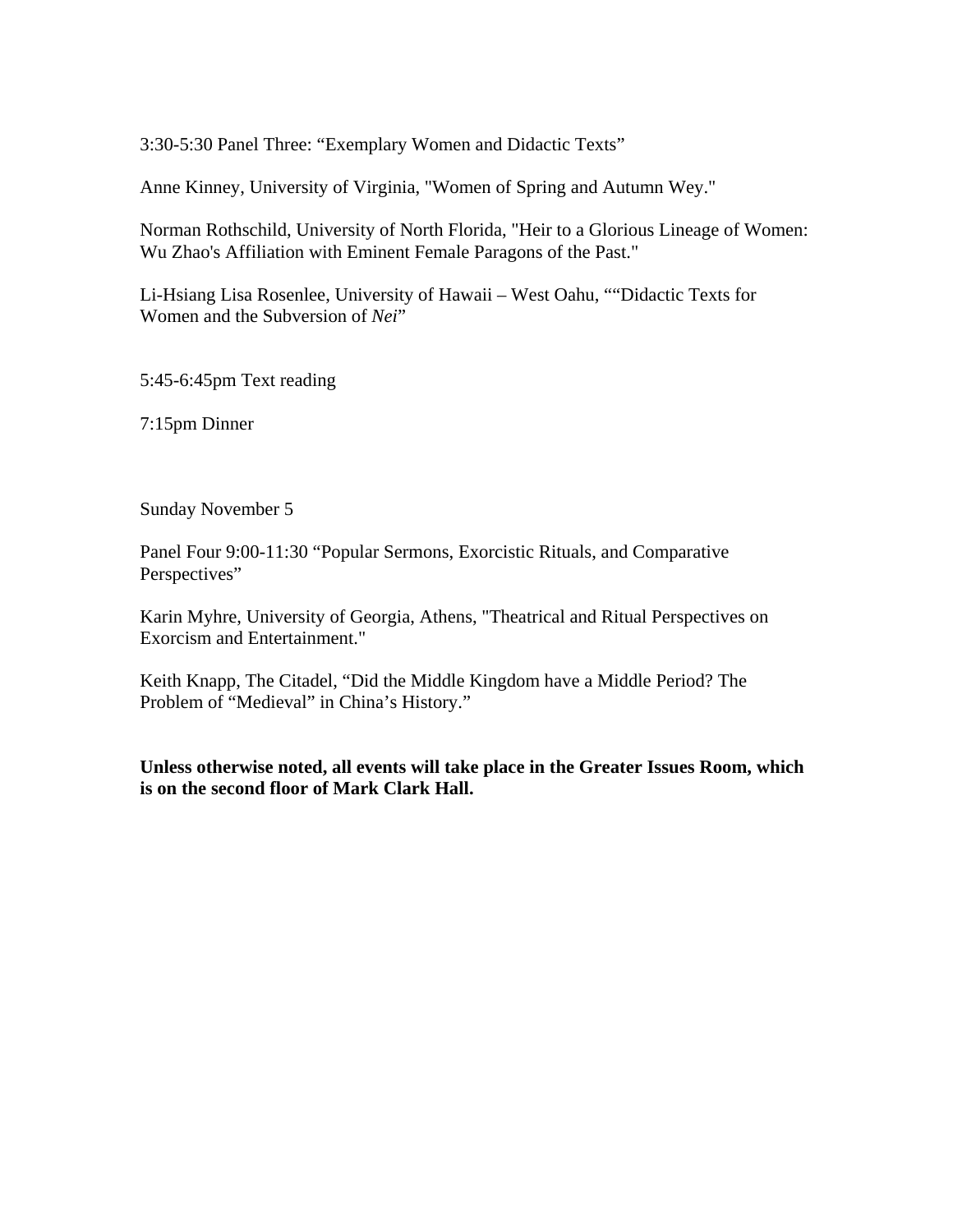3:30-5:30 Panel Three: “Exemplary Women and Didactic Texts”

Anne Kinney, University of Virginia, "Women of Spring and Autumn Wey."

Norman Rothschild, University of North Florida, "Heir to a Glorious Lineage of Women: Wu Zhao's Affiliation with Eminent Female Paragons of the Past."

Li-Hsiang Lisa Rosenlee, University of Hawaii – West Oahu, ““Didactic Texts for Women and the Subversion of *Nei*”

5:45-6:45pm Text reading

7:15pm Dinner

Sunday November 5

Panel Four 9:00-11:30 “Popular Sermons, Exorcistic Rituals, and Comparative Perspectives”

Karin Myhre, University of Georgia, Athens, "Theatrical and Ritual Perspectives on Exorcism and Entertainment."

Keith Knapp, The Citadel, “Did the Middle Kingdom have a Middle Period? The Problem of “Medieval” in China’s History.”

**Unless otherwise noted, all events will take place in the Greater Issues Room, which is on the second floor of Mark Clark Hall.**